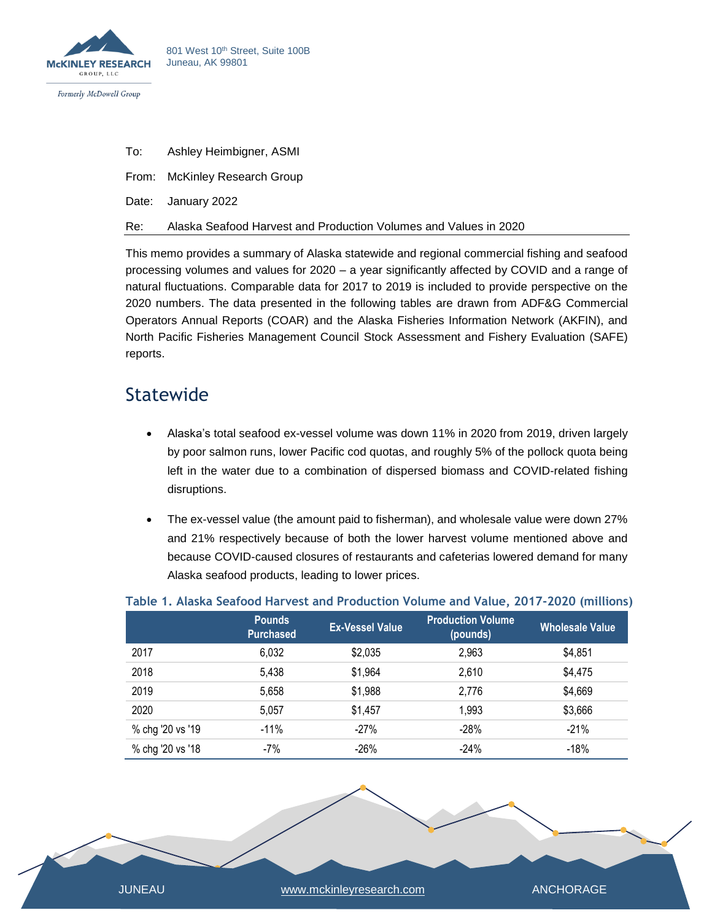McKINLEY RESEARCH GROUP, LLC

801 West 10th Street, Suite 100B
Juneau, AK 99801

*Formerly McDowell Group*

To: Ashley Heimbigner, ASMI

From: McKinley Research Group

Date: January 2022

Re: Alaska Seafood Harvest and Production Volumes and Values in 2020

This memo provides a summary of Alaska statewide and regional commercial fishing and seafood processing volumes and values for 2020 – a year significantly affected by COVID and a range of natural fluctuations. Comparable data for 2017 to 2019 is included to provide perspective on the 2020 numbers. The data presented in the following tables are drawn from ADF&G Commercial Operators Annual Reports (COAR) and the Alaska Fisheries Information Network (AKFIN), and North Pacific Fisheries Management Council Stock Assessment and Fishery Evaluation (SAFE) reports.

## Statewide

- Alaska's total seafood ex-vessel volume was down 11% in 2020 from 2019, driven largely by poor salmon runs, lower Pacific cod quotas, and roughly 5% of the pollock quota being left in the water due to a combination of dispersed biomass and COVID-related fishing disruptions.
- The ex-vessel value (the amount paid to fisherman), and wholesale value were down 27% and 21% respectively because of both the lower harvest volume mentioned above and because COVID-caused closures of restaurants and cafeterias lowered demand for many Alaska seafood products, leading to lower prices.

**Table 1. Alaska Seafood Harvest and Production Volume and Value, 2017-2020 (millions)**

| | Pounds Purchased | Ex-Vessel Value | Production Volume (pounds) | Wholesale Value |
|---|---|---|---|---|
| 2017 | 6,032 | $2,035 | 2,963 | $4,851 |
| 2018 | 5,438 | $1,964 | 2,610 | $4,475 |
| 2019 | 5,658 | $1,988 | 2,776 | $4,669 |
| 2020 | 5,057 | $1,457 | 1,993 | $3,666 |
| % chg '20 vs '19 | -11% | -27% | -28% | -21% |
| % chg '20 vs '18 | -7% | -26% | -24% | -18% |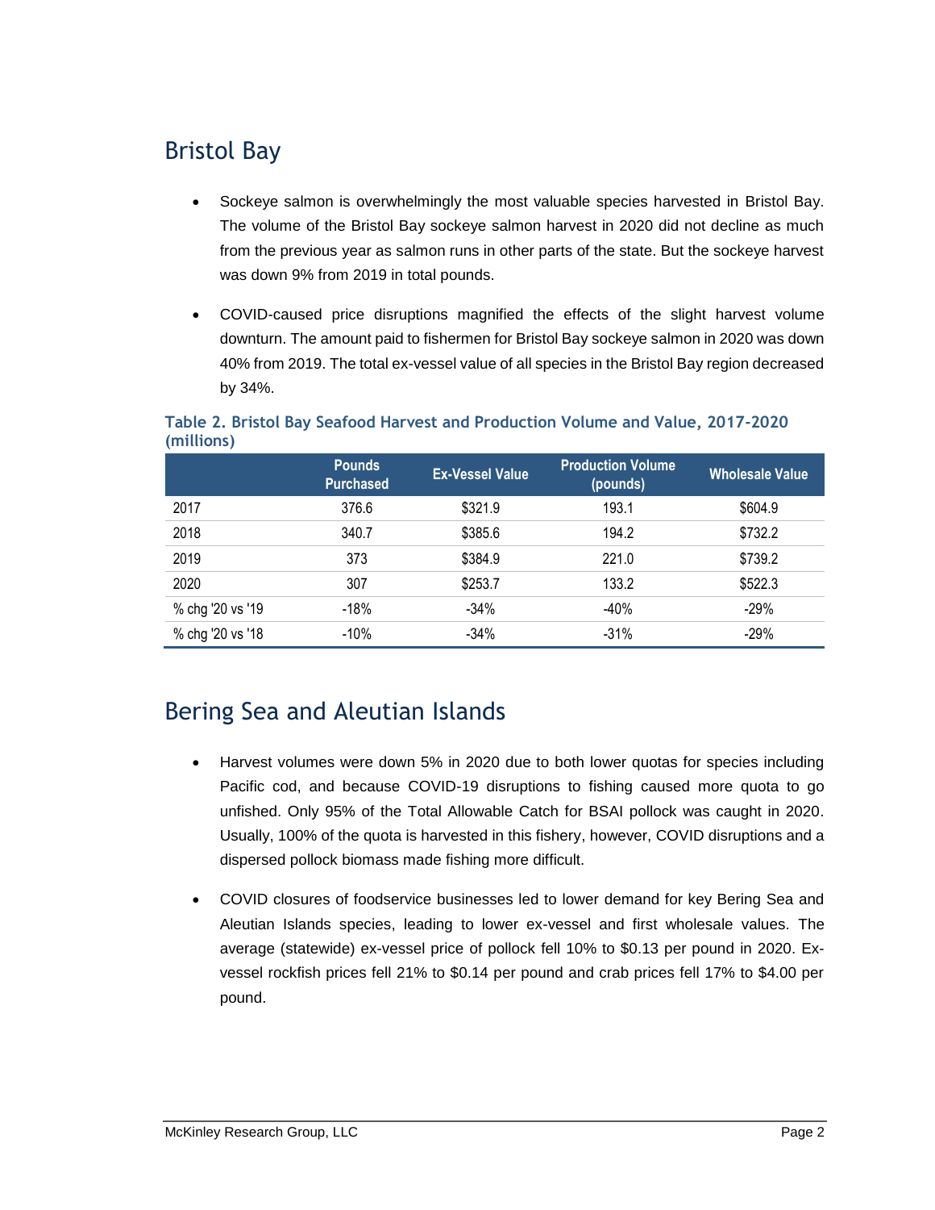## Bristol Bay

- Sockeye salmon is overwhelmingly the most valuable species harvested in Bristol Bay. The volume of the Bristol Bay sockeye salmon harvest in 2020 did not decline as much from the previous year as salmon runs in other parts of the state. But the sockeye harvest was down 9% from 2019 in total pounds.
- COVID-caused price disruptions magnified the effects of the slight harvest volume downturn. The amount paid to fishermen for Bristol Bay sockeye salmon in 2020 was down 40% from 2019. The total ex-vessel value of all species in the Bristol Bay region decreased by 34%.

**Table 2. Bristol Bay Seafood Harvest and Production Volume and Value, 2017-2020 (millions)**

| | Pounds Purchased | Ex-Vessel Value | Production Volume (pounds) | Wholesale Value |
|---|---|---|---|---|
| 2017 | 376.6 | $321.9 | 193.1 | $604.9 |
| 2018 | 340.7 | $385.6 | 194.2 | $732.2 |
| 2019 | 373 | $384.9 | 221.0 | $739.2 |
| 2020 | 307 | $253.7 | 133.2 | $522.3 |
| % chg '20 vs '19 | -18% | -34% | -40% | -29% |
| % chg '20 vs '18 | -10% | -34% | -31% | -29% |

## Bering Sea and Aleutian Islands

- Harvest volumes were down 5% in 2020 due to both lower quotas for species including Pacific cod, and because COVID-19 disruptions to fishing caused more quota to go unfished. Only 95% of the Total Allowable Catch for BSAI pollock was caught in 2020. Usually, 100% of the quota is harvested in this fishery, however, COVID disruptions and a dispersed pollock biomass made fishing more difficult.
- COVID closures of foodservice businesses led to lower demand for key Bering Sea and Aleutian Islands species, leading to lower ex-vessel and first wholesale values. The average (statewide) ex-vessel price of pollock fell 10% to $0.13 per pound in 2020. Ex-vessel rockfish prices fell 21% to $0.14 per pound and crab prices fell 17% to $4.00 per pound.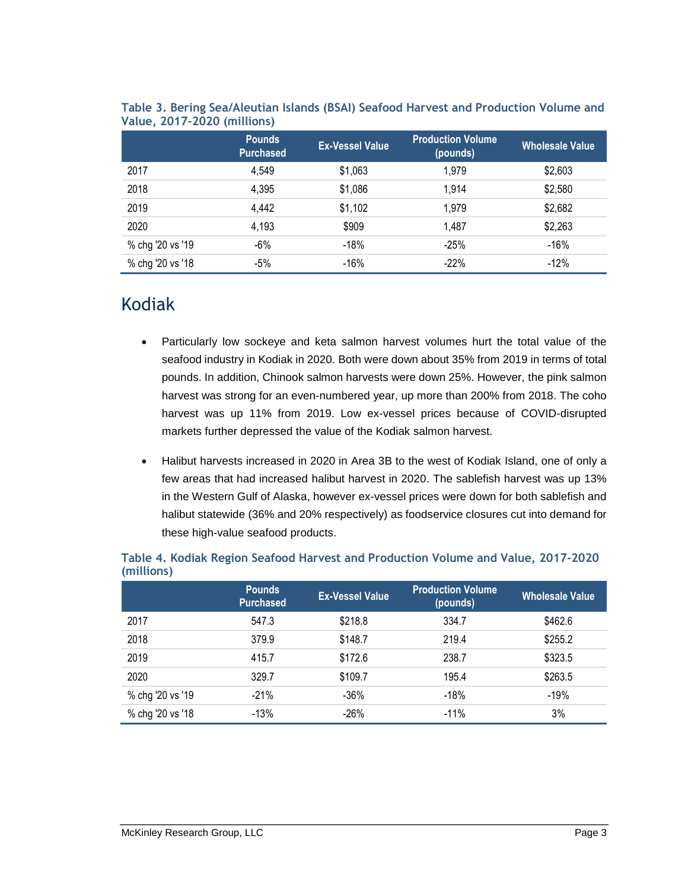**Table 3. Bering Sea/Aleutian Islands (BSAI) Seafood Harvest and Production Volume and Value, 2017-2020 (millions)**

| | Pounds Purchased | Ex-Vessel Value | Production Volume (pounds) | Wholesale Value |
|---|---|---|---|---|
| 2017 | 4,549 | $1,063 | 1,979 | $2,603 |
| 2018 | 4,395 | $1,086 | 1,914 | $2,580 |
| 2019 | 4,442 | $1,102 | 1,979 | $2,682 |
| 2020 | 4,193 | $909 | 1,487 | $2,263 |
| % chg '20 vs '19 | -6% | -18% | -25% | -16% |
| % chg '20 vs '18 | -5% | -16% | -22% | -12% |

## Kodiak

- Particularly low sockeye and keta salmon harvest volumes hurt the total value of the seafood industry in Kodiak in 2020. Both were down about 35% from 2019 in terms of total pounds. In addition, Chinook salmon harvests were down 25%. However, the pink salmon harvest was strong for an even-numbered year, up more than 200% from 2018. The coho harvest was up 11% from 2019. Low ex-vessel prices because of COVID-disrupted markets further depressed the value of the Kodiak salmon harvest.
- Halibut harvests increased in 2020 in Area 3B to the west of Kodiak Island, one of only a few areas that had increased halibut harvest in 2020. The sablefish harvest was up 13% in the Western Gulf of Alaska, however ex-vessel prices were down for both sablefish and halibut statewide (36% and 20% respectively) as foodservice closures cut into demand for these high-value seafood products.

**Table 4. Kodiak Region Seafood Harvest and Production Volume and Value, 2017-2020 (millions)**

| | Pounds Purchased | Ex-Vessel Value | Production Volume (pounds) | Wholesale Value |
|---|---|---|---|---|
| 2017 | 547.3 | $218.8 | 334.7 | $462.6 |
| 2018 | 379.9 | $148.7 | 219.4 | $255.2 |
| 2019 | 415.7 | $172.6 | 238.7 | $323.5 |
| 2020 | 329.7 | $109.7 | 195.4 | $263.5 |
| % chg '20 vs '19 | -21% | -36% | -18% | -19% |
| % chg '20 vs '18 | -13% | -26% | -11% | 3% |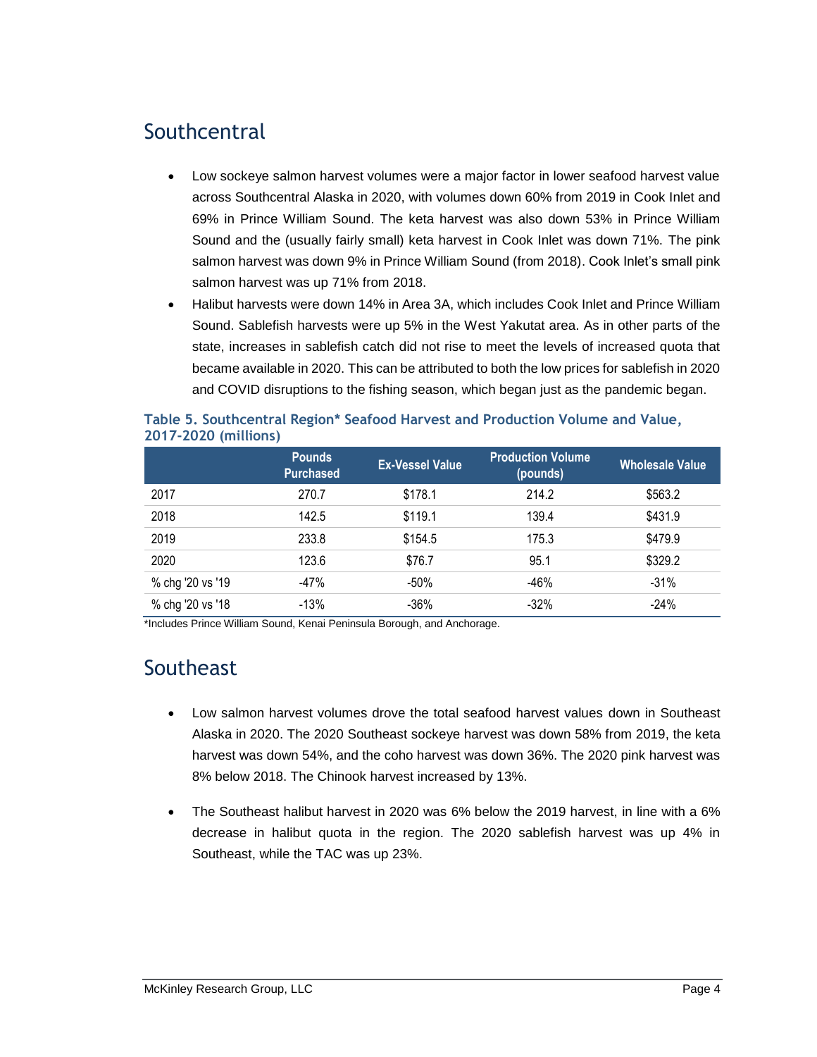## Southcentral

- Low sockeye salmon harvest volumes were a major factor in lower seafood harvest value across Southcentral Alaska in 2020, with volumes down 60% from 2019 in Cook Inlet and 69% in Prince William Sound. The keta harvest was also down 53% in Prince William Sound and the (usually fairly small) keta harvest in Cook Inlet was down 71%. The pink salmon harvest was down 9% in Prince William Sound (from 2018). Cook Inlet's small pink salmon harvest was up 71% from 2018.
- Halibut harvests were down 14% in Area 3A, which includes Cook Inlet and Prince William Sound. Sablefish harvests were up 5% in the West Yakutat area. As in other parts of the state, increases in sablefish catch did not rise to meet the levels of increased quota that became available in 2020. This can be attributed to both the low prices for sablefish in 2020 and COVID disruptions to the fishing season, which began just as the pandemic began.

**Table 5. Southcentral Region* Seafood Harvest and Production Volume and Value, 2017-2020 (millions)**

| | Pounds Purchased | Ex-Vessel Value | Production Volume (pounds) | Wholesale Value |
|---|---|---|---|---|
| 2017 | 270.7 | $178.1 | 214.2 | $563.2 |
| 2018 | 142.5 | $119.1 | 139.4 | $431.9 |
| 2019 | 233.8 | $154.5 | 175.3 | $479.9 |
| 2020 | 123.6 | $76.7 | 95.1 | $329.2 |
| % chg '20 vs '19 | -47% | -50% | -46% | -31% |
| % chg '20 vs '18 | -13% | -36% | -32% | -24% |

*Includes Prince William Sound, Kenai Peninsula Borough, and Anchorage.

## Southeast

- Low salmon harvest volumes drove the total seafood harvest values down in Southeast Alaska in 2020. The 2020 Southeast sockeye harvest was down 58% from 2019, the keta harvest was down 54%, and the coho harvest was down 36%. The 2020 pink harvest was 8% below 2018. The Chinook harvest increased by 13%.
- The Southeast halibut harvest in 2020 was 6% below the 2019 harvest, in line with a 6% decrease in halibut quota in the region. The 2020 sablefish harvest was up 4% in Southeast, while the TAC was up 23%.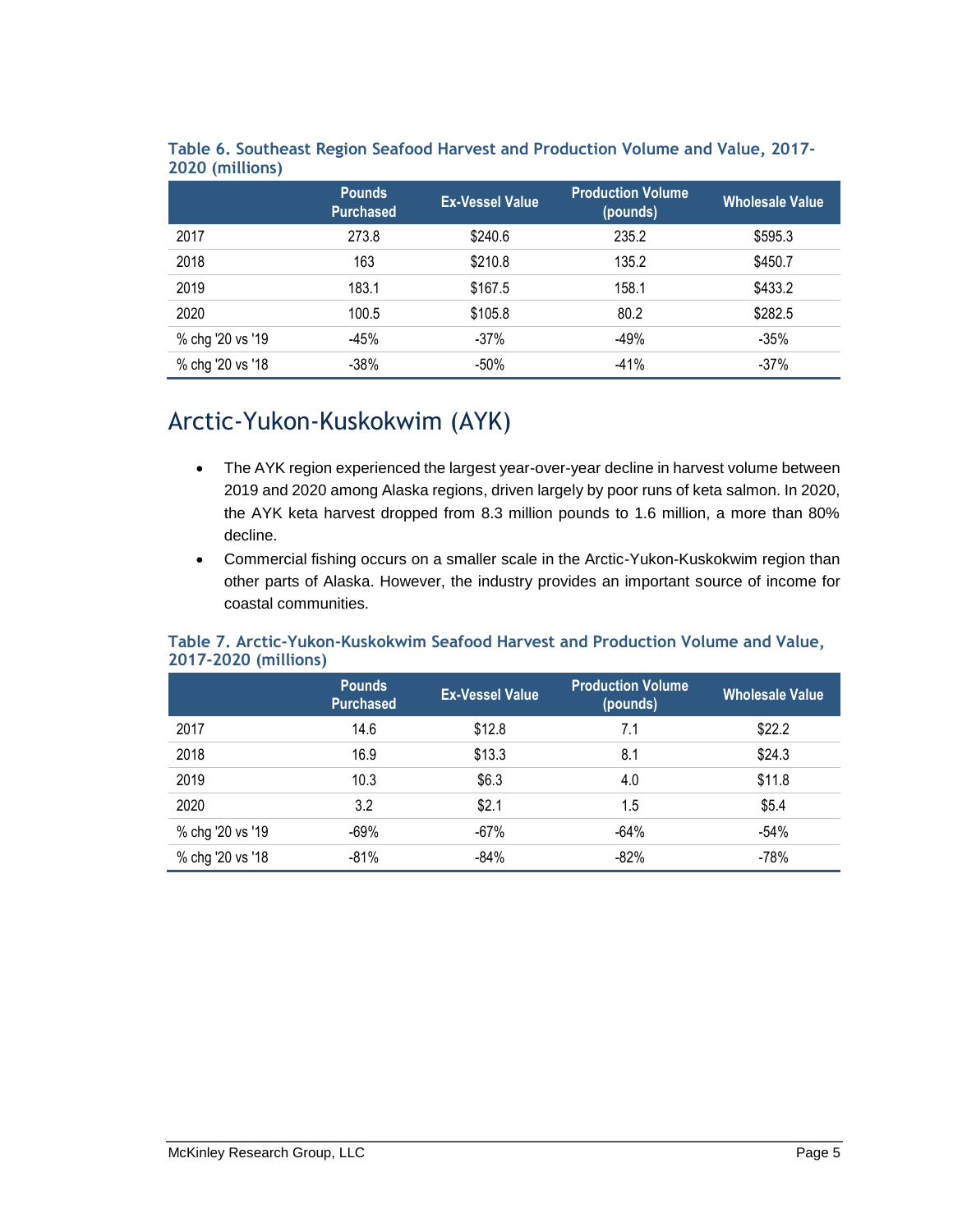**Table 6. Southeast Region Seafood Harvest and Production Volume and Value, 2017-2020 (millions)**

| | Pounds Purchased | Ex-Vessel Value | Production Volume (pounds) | Wholesale Value |
|---|---|---|---|---|
| 2017 | 273.8 | $240.6 | 235.2 | $595.3 |
| 2018 | 163 | $210.8 | 135.2 | $450.7 |
| 2019 | 183.1 | $167.5 | 158.1 | $433.2 |
| 2020 | 100.5 | $105.8 | 80.2 | $282.5 |
| % chg '20 vs '19 | -45% | -37% | -49% | -35% |
| % chg '20 vs '18 | -38% | -50% | -41% | -37% |

## Arctic-Yukon-Kuskokwim (AYK)

- The AYK region experienced the largest year-over-year decline in harvest volume between 2019 and 2020 among Alaska regions, driven largely by poor runs of keta salmon. In 2020, the AYK keta harvest dropped from 8.3 million pounds to 1.6 million, a more than 80% decline.
- Commercial fishing occurs on a smaller scale in the Arctic-Yukon-Kuskokwim region than other parts of Alaska. However, the industry provides an important source of income for coastal communities.

**Table 7. Arctic-Yukon-Kuskokwim Seafood Harvest and Production Volume and Value, 2017-2020 (millions)**

| | Pounds Purchased | Ex-Vessel Value | Production Volume (pounds) | Wholesale Value |
|---|---|---|---|---|
| 2017 | 14.6 | $12.8 | 7.1 | $22.2 |
| 2018 | 16.9 | $13.3 | 8.1 | $24.3 |
| 2019 | 10.3 | $6.3 | 4.0 | $11.8 |
| 2020 | 3.2 | $2.1 | 1.5 | $5.4 |
| % chg '20 vs '19 | -69% | -67% | -64% | -54% |
| % chg '20 vs '18 | -81% | -84% | -82% | -78% |